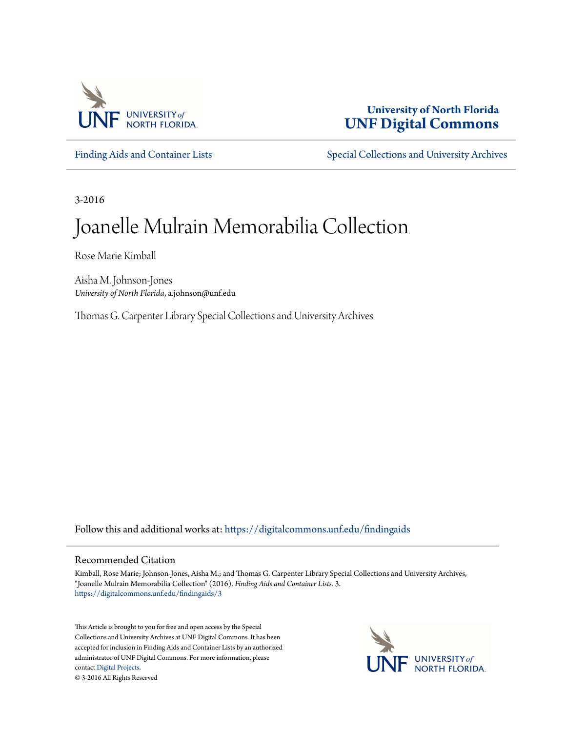University of North Florida
UNF Digital Commons

Finding Aids and Container Lists | Special Collections and University Archives

3-2016

# Joanelle Mulrain Memorabilia Collection

Rose Marie Kimball

Aisha M. Johnson-Jones
*University of North Florida*, a.johnson@unf.edu

Thomas G. Carpenter Library Special Collections and University Archives

Follow this and additional works at: https://digitalcommons.unf.edu/findingaids

## Recommended Citation

Kimball, Rose Marie; Johnson-Jones, Aisha M.; and Thomas G. Carpenter Library Special Collections and University Archives, "Joanelle Mulrain Memorabilia Collection" (2016). *Finding Aids and Container Lists*. 3.
https://digitalcommons.unf.edu/findingaids/3

This Article is brought to you for free and open access by the Special Collections and University Archives at UNF Digital Commons. It has been accepted for inclusion in Finding Aids and Container Lists by an authorized administrator of UNF Digital Commons. For more information, please contact Digital Projects.
© 3-2016 All Rights Reserved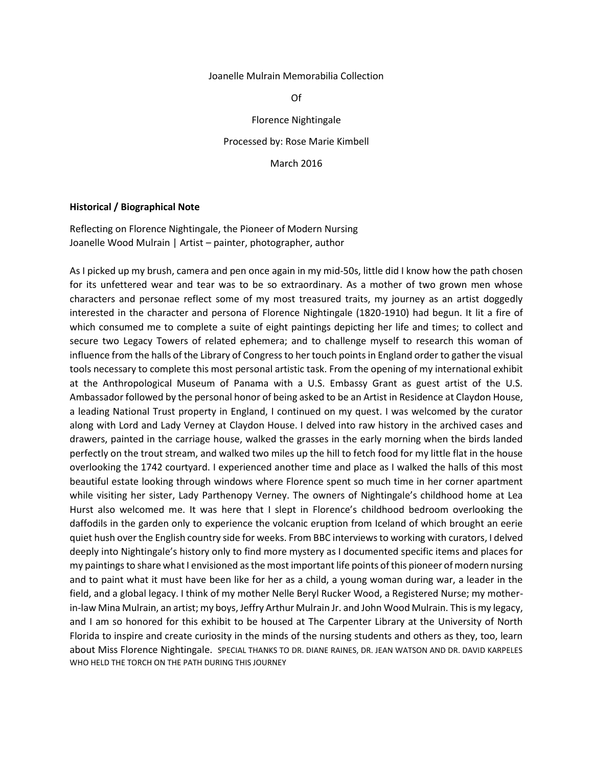Joanelle Mulrain Memorabilia Collection

Of

Florence Nightingale

Processed by: Rose Marie Kimbell

March 2016

**Historical / Biographical Note**

Reflecting on Florence Nightingale, the Pioneer of Modern Nursing
Joanelle Wood Mulrain | Artist – painter, photographer, author

As I picked up my brush, camera and pen once again in my mid-50s, little did I know how the path chosen for its unfettered wear and tear was to be so extraordinary. As a mother of two grown men whose characters and personae reflect some of my most treasured traits, my journey as an artist doggedly interested in the character and persona of Florence Nightingale (1820-1910) had begun. It lit a fire of which consumed me to complete a suite of eight paintings depicting her life and times; to collect and secure two Legacy Towers of related ephemera; and to challenge myself to research this woman of influence from the halls of the Library of Congress to her touch points in England order to gather the visual tools necessary to complete this most personal artistic task. From the opening of my international exhibit at the Anthropological Museum of Panama with a U.S. Embassy Grant as guest artist of the U.S. Ambassador followed by the personal honor of being asked to be an Artist in Residence at Claydon House, a leading National Trust property in England, I continued on my quest. I was welcomed by the curator along with Lord and Lady Verney at Claydon House. I delved into raw history in the archived cases and drawers, painted in the carriage house, walked the grasses in the early morning when the birds landed perfectly on the trout stream, and walked two miles up the hill to fetch food for my little flat in the house overlooking the 1742 courtyard. I experienced another time and place as I walked the halls of this most beautiful estate looking through windows where Florence spent so much time in her corner apartment while visiting her sister, Lady Parthenopy Verney. The owners of Nightingale's childhood home at Lea Hurst also welcomed me. It was here that I slept in Florence's childhood bedroom overlooking the daffodils in the garden only to experience the volcanic eruption from Iceland of which brought an eerie quiet hush over the English country side for weeks. From BBC interviews to working with curators, I delved deeply into Nightingale's history only to find more mystery as I documented specific items and places for my paintings to share what I envisioned as the most important life points of this pioneer of modern nursing and to paint what it must have been like for her as a child, a young woman during war, a leader in the field, and a global legacy. I think of my mother Nelle Beryl Rucker Wood, a Registered Nurse; my mother-in-law Mina Mulrain, an artist; my boys, Jeffry Arthur Mulrain Jr. and John Wood Mulrain. This is my legacy, and I am so honored for this exhibit to be housed at The Carpenter Library at the University of North Florida to inspire and create curiosity in the minds of the nursing students and others as they, too, learn about Miss Florence Nightingale. SPECIAL THANKS TO DR. DIANE RAINES, DR. JEAN WATSON AND DR. DAVID KARPELES WHO HELD THE TORCH ON THE PATH DURING THIS JOURNEY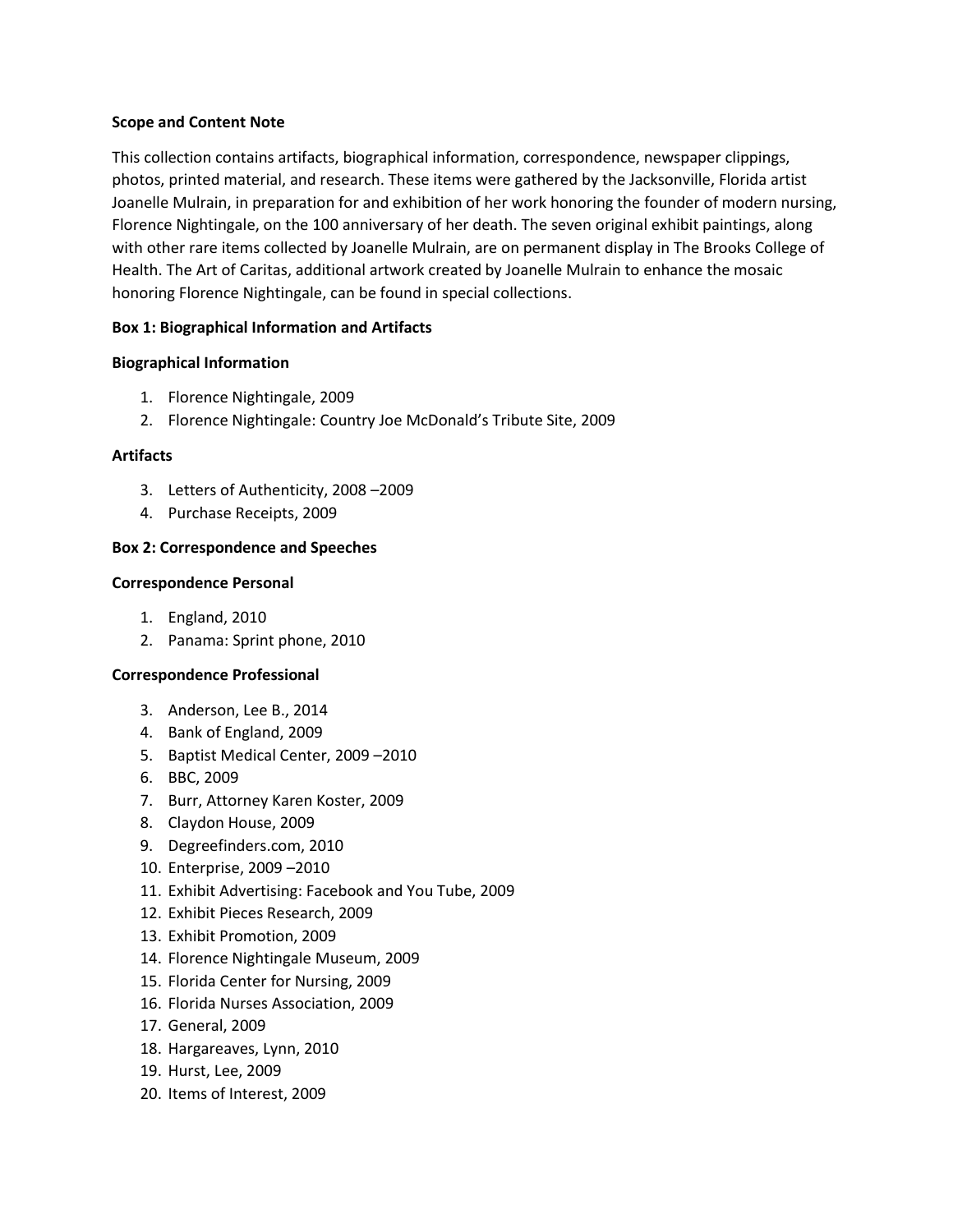**Scope and Content Note**

This collection contains artifacts, biographical information, correspondence, newspaper clippings, photos, printed material, and research. These items were gathered by the Jacksonville, Florida artist Joanelle Mulrain, in preparation for and exhibition of her work honoring the founder of modern nursing, Florence Nightingale, on the 100 anniversary of her death. The seven original exhibit paintings, along with other rare items collected by Joanelle Mulrain, are on permanent display in The Brooks College of Health. The Art of Caritas, additional artwork created by Joanelle Mulrain to enhance the mosaic honoring Florence Nightingale, can be found in special collections.

**Box 1: Biographical Information and Artifacts**

**Biographical Information**

1. Florence Nightingale, 2009
2. Florence Nightingale: Country Joe McDonald's Tribute Site, 2009

**Artifacts**

3. Letters of Authenticity, 2008 –2009
4. Purchase Receipts, 2009

**Box 2: Correspondence and Speeches**

**Correspondence Personal**

1. England, 2010
2. Panama: Sprint phone, 2010

**Correspondence Professional**

3. Anderson, Lee B., 2014
4. Bank of England, 2009
5. Baptist Medical Center, 2009 –2010
6. BBC, 2009
7. Burr, Attorney Karen Koster, 2009
8. Claydon House, 2009
9. Degreefinders.com, 2010
10. Enterprise, 2009 –2010
11. Exhibit Advertising: Facebook and You Tube, 2009
12. Exhibit Pieces Research, 2009
13. Exhibit Promotion, 2009
14. Florence Nightingale Museum, 2009
15. Florida Center for Nursing, 2009
16. Florida Nurses Association, 2009
17. General, 2009
18. Hargareaves, Lynn, 2010
19. Hurst, Lee, 2009
20. Items of Interest, 2009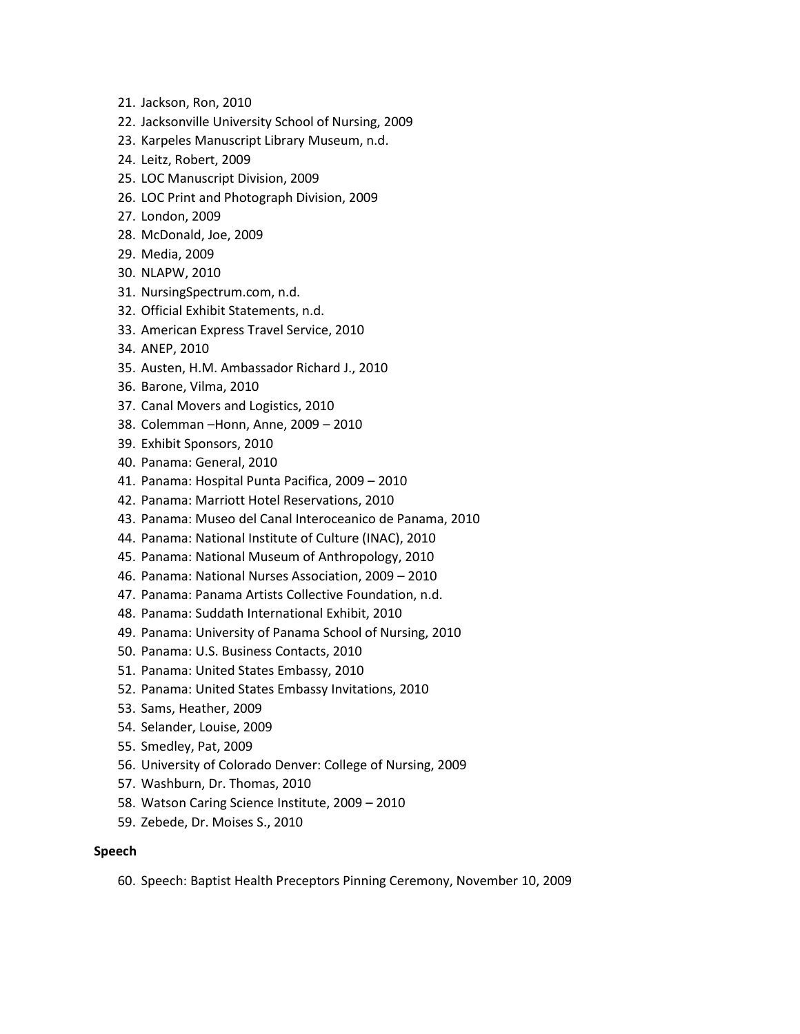21. Jackson, Ron, 2010
22. Jacksonville University School of Nursing, 2009
23. Karpeles Manuscript Library Museum, n.d.
24. Leitz, Robert, 2009
25. LOC Manuscript Division, 2009
26. LOC Print and Photograph Division, 2009
27. London, 2009
28. McDonald, Joe, 2009
29. Media, 2009
30. NLAPW, 2010
31. NursingSpectrum.com, n.d.
32. Official Exhibit Statements, n.d.
33. American Express Travel Service, 2010
34. ANEP, 2010
35. Austen, H.M. Ambassador Richard J., 2010
36. Barone, Vilma, 2010
37. Canal Movers and Logistics, 2010
38. Colemman –Honn, Anne, 2009 – 2010
39. Exhibit Sponsors, 2010
40. Panama: General, 2010
41. Panama: Hospital Punta Pacifica, 2009 – 2010
42. Panama: Marriott Hotel Reservations, 2010
43. Panama: Museo del Canal Interoceanico de Panama, 2010
44. Panama: National Institute of Culture (INAC), 2010
45. Panama: National Museum of Anthropology, 2010
46. Panama: National Nurses Association, 2009 – 2010
47. Panama: Panama Artists Collective Foundation, n.d.
48. Panama: Suddath International Exhibit, 2010
49. Panama: University of Panama School of Nursing, 2010
50. Panama: U.S. Business Contacts, 2010
51. Panama: United States Embassy, 2010
52. Panama: United States Embassy Invitations, 2010
53. Sams, Heather, 2009
54. Selander, Louise, 2009
55. Smedley, Pat, 2009
56. University of Colorado Denver: College of Nursing, 2009
57. Washburn, Dr. Thomas, 2010
58. Watson Caring Science Institute, 2009 – 2010
59. Zebede, Dr. Moises S., 2010

**Speech**

60. Speech: Baptist Health Preceptors Pinning Ceremony, November 10, 2009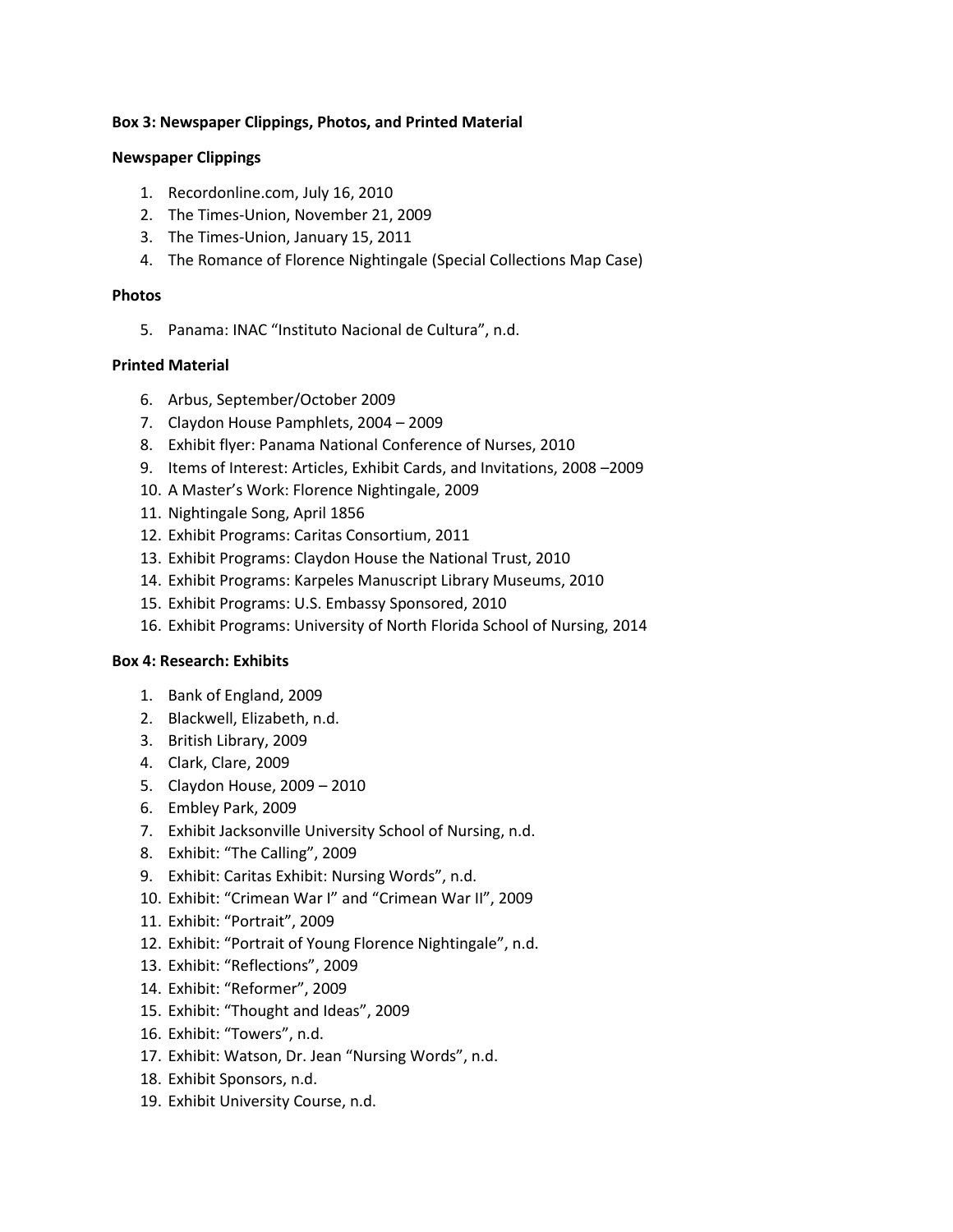**Box 3: Newspaper Clippings, Photos, and Printed Material**

**Newspaper Clippings**

1. Recordonline.com, July 16, 2010
2. The Times-Union, November 21, 2009
3. The Times-Union, January 15, 2011
4. The Romance of Florence Nightingale (Special Collections Map Case)

**Photos**

5. Panama: INAC "Instituto Nacional de Cultura", n.d.

**Printed Material**

6. Arbus, September/October 2009
7. Claydon House Pamphlets, 2004 – 2009
8. Exhibit flyer: Panama National Conference of Nurses, 2010
9. Items of Interest: Articles, Exhibit Cards, and Invitations, 2008 –2009
10. A Master's Work: Florence Nightingale, 2009
11. Nightingale Song, April 1856
12. Exhibit Programs: Caritas Consortium, 2011
13. Exhibit Programs: Claydon House the National Trust, 2010
14. Exhibit Programs: Karpeles Manuscript Library Museums, 2010
15. Exhibit Programs: U.S. Embassy Sponsored, 2010
16. Exhibit Programs: University of North Florida School of Nursing, 2014

**Box 4: Research: Exhibits**

1. Bank of England, 2009
2. Blackwell, Elizabeth, n.d.
3. British Library, 2009
4. Clark, Clare, 2009
5. Claydon House, 2009 – 2010
6. Embley Park, 2009
7. Exhibit Jacksonville University School of Nursing, n.d.
8. Exhibit: "The Calling", 2009
9. Exhibit: Caritas Exhibit: Nursing Words", n.d.
10. Exhibit: "Crimean War I" and "Crimean War II", 2009
11. Exhibit: "Portrait", 2009
12. Exhibit: "Portrait of Young Florence Nightingale", n.d.
13. Exhibit: "Reflections", 2009
14. Exhibit: "Reformer", 2009
15. Exhibit: "Thought and Ideas", 2009
16. Exhibit: "Towers", n.d.
17. Exhibit: Watson, Dr. Jean "Nursing Words", n.d.
18. Exhibit Sponsors, n.d.
19. Exhibit University Course, n.d.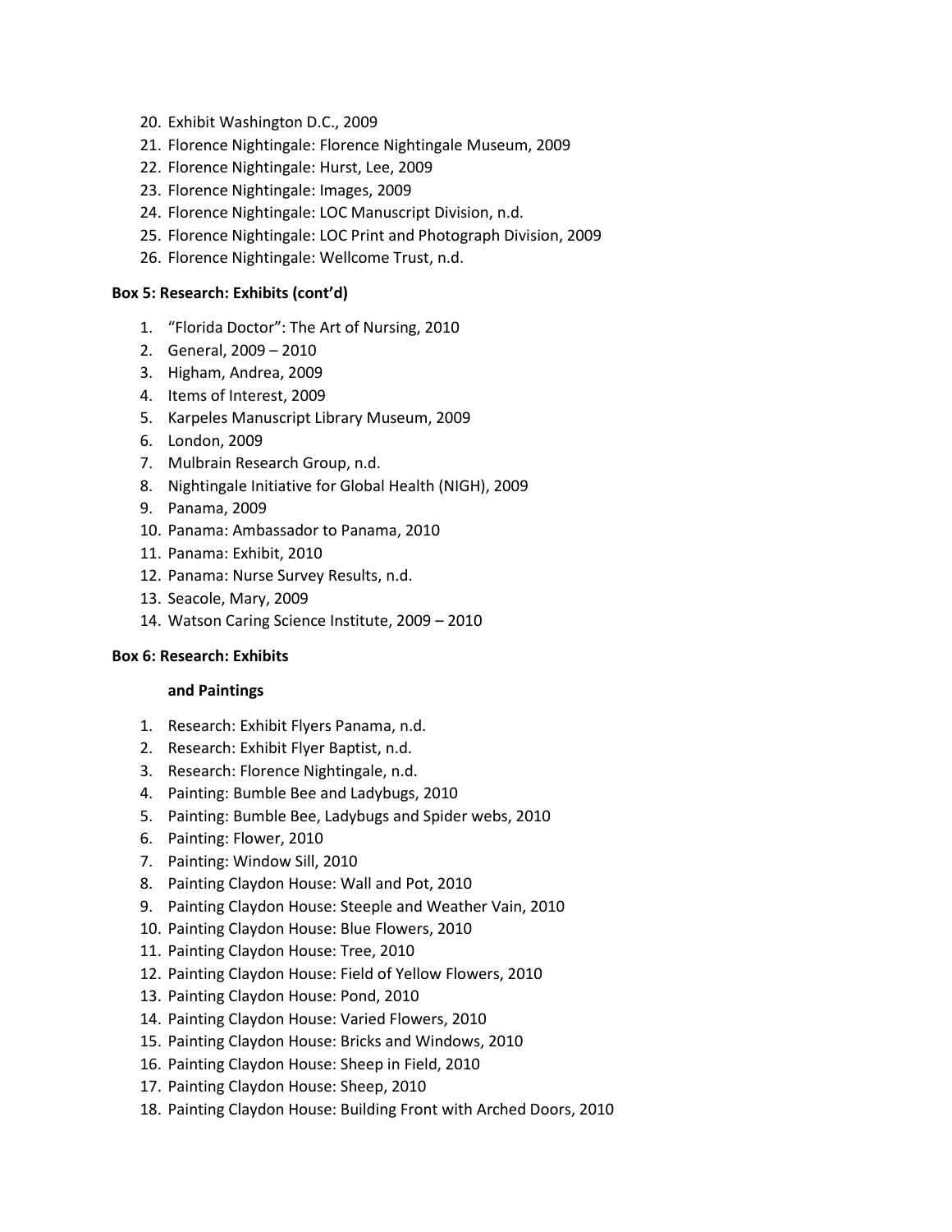20. Exhibit Washington D.C., 2009
21. Florence Nightingale: Florence Nightingale Museum, 2009
22. Florence Nightingale: Hurst, Lee, 2009
23. Florence Nightingale: Images, 2009
24. Florence Nightingale: LOC Manuscript Division, n.d.
25. Florence Nightingale: LOC Print and Photograph Division, 2009
26. Florence Nightingale: Wellcome Trust, n.d.

**Box 5: Research: Exhibits (cont'd)**

1. "Florida Doctor": The Art of Nursing, 2010
2. General, 2009 – 2010
3. Higham, Andrea, 2009
4. Items of Interest, 2009
5. Karpeles Manuscript Library Museum, 2009
6. London, 2009
7. Mulbrain Research Group, n.d.
8. Nightingale Initiative for Global Health (NIGH), 2009
9. Panama, 2009
10. Panama: Ambassador to Panama, 2010
11. Panama: Exhibit, 2010
12. Panama: Nurse Survey Results, n.d.
13. Seacole, Mary, 2009
14. Watson Caring Science Institute, 2009 – 2010

**Box 6: Research: Exhibits and Paintings**

1. Research: Exhibit Flyers Panama, n.d.
2. Research: Exhibit Flyer Baptist, n.d.
3. Research: Florence Nightingale, n.d.
4. Painting: Bumble Bee and Ladybugs, 2010
5. Painting: Bumble Bee, Ladybugs and Spider webs, 2010
6. Painting: Flower, 2010
7. Painting: Window Sill, 2010
8. Painting Claydon House: Wall and Pot, 2010
9. Painting Claydon House: Steeple and Weather Vain, 2010
10. Painting Claydon House: Blue Flowers, 2010
11. Painting Claydon House: Tree, 2010
12. Painting Claydon House: Field of Yellow Flowers, 2010
13. Painting Claydon House: Pond, 2010
14. Painting Claydon House: Varied Flowers, 2010
15. Painting Claydon House: Bricks and Windows, 2010
16. Painting Claydon House: Sheep in Field, 2010
17. Painting Claydon House: Sheep, 2010
18. Painting Claydon House: Building Front with Arched Doors, 2010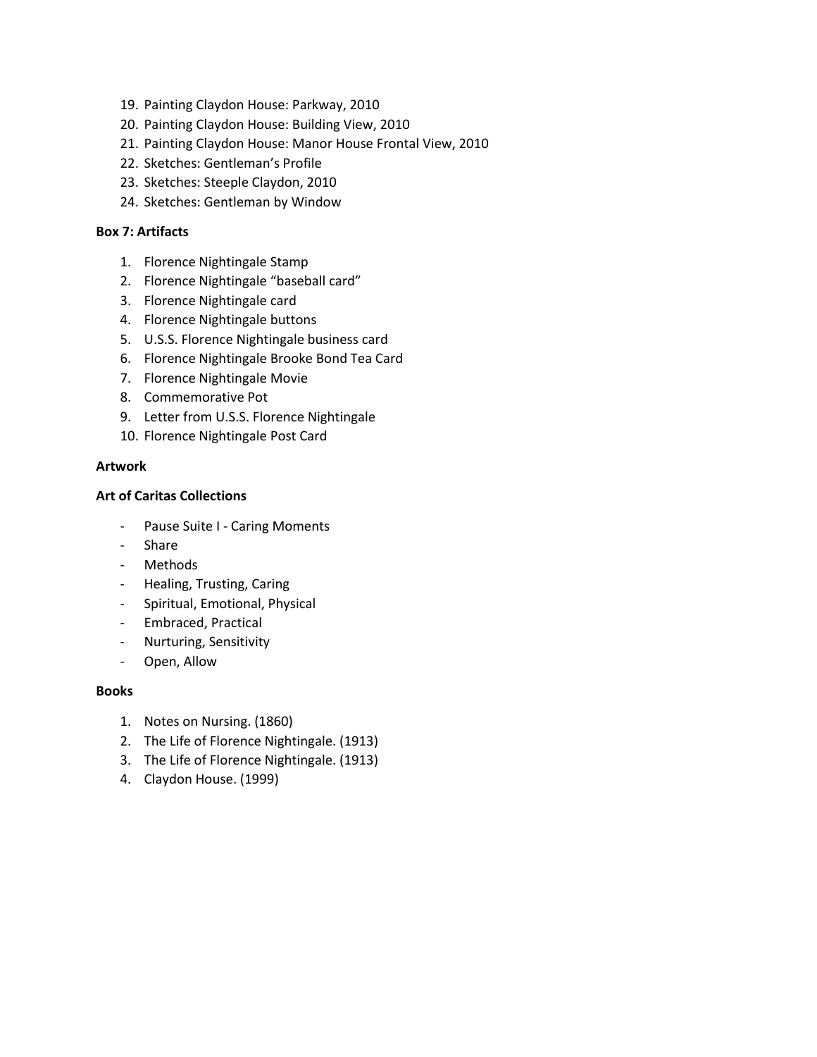19. Painting Claydon House: Parkway, 2010
20. Painting Claydon House: Building View, 2010
21. Painting Claydon House: Manor House Frontal View, 2010
22. Sketches: Gentleman's Profile
23. Sketches: Steeple Claydon, 2010
24. Sketches: Gentleman by Window

**Box 7: Artifacts**

1. Florence Nightingale Stamp
2. Florence Nightingale "baseball card"
3. Florence Nightingale card
4. Florence Nightingale buttons
5. U.S.S. Florence Nightingale business card
6. Florence Nightingale Brooke Bond Tea Card
7. Florence Nightingale Movie
8. Commemorative Pot
9. Letter from U.S.S. Florence Nightingale
10. Florence Nightingale Post Card

**Artwork**

**Art of Caritas Collections**

- Pause Suite I - Caring Moments
- Share
- Methods
- Healing, Trusting, Caring
- Spiritual, Emotional, Physical
- Embraced, Practical
- Nurturing, Sensitivity
- Open, Allow

**Books**

1. Notes on Nursing. (1860)
2. The Life of Florence Nightingale. (1913)
3. The Life of Florence Nightingale. (1913)
4. Claydon House. (1999)